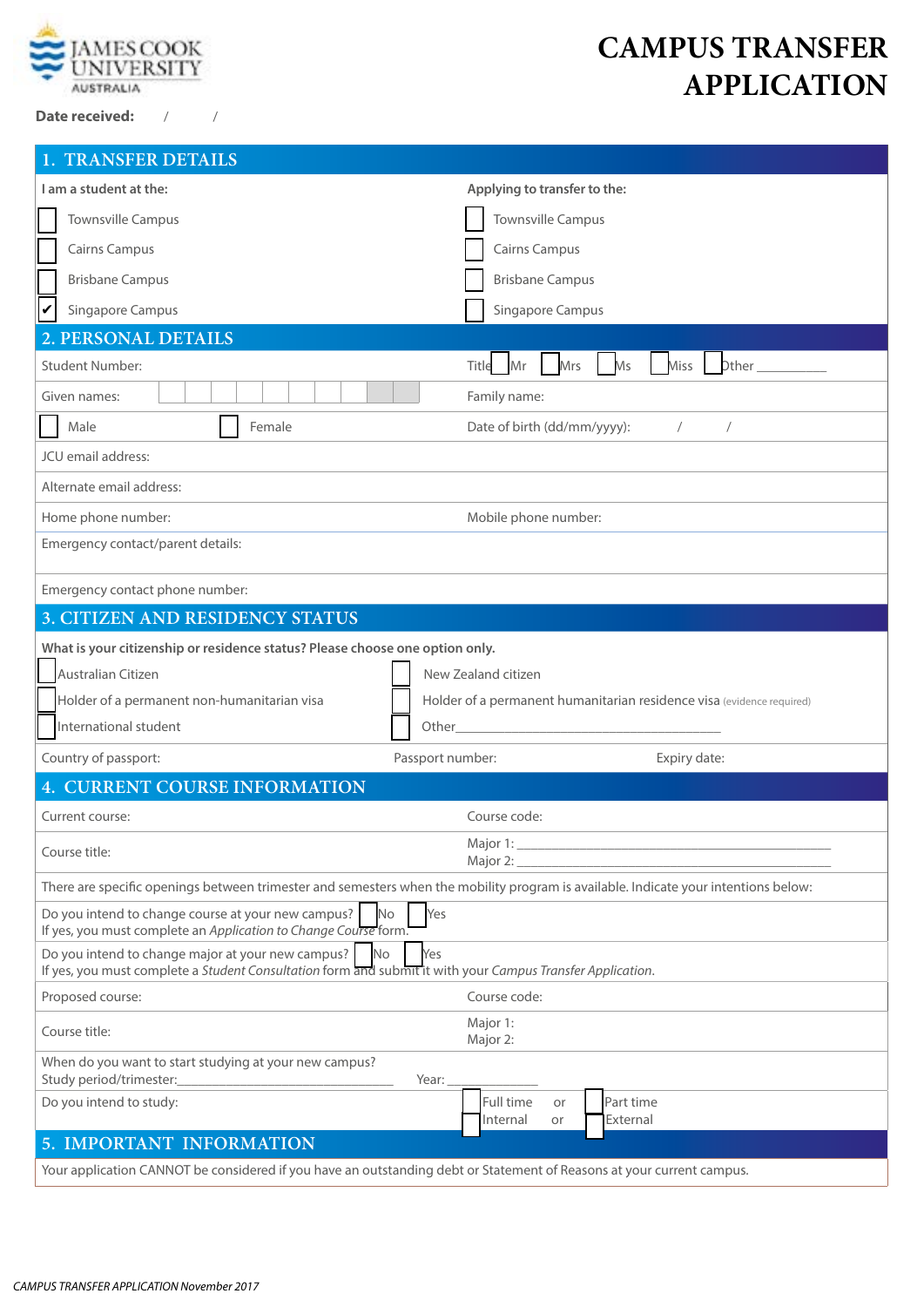JAMES COOK UNIVERSITY AUSTRALIA

# CAMPUS TRANSFER APPLICATION

**Date received:** / /

## 1. TRANSFER DETAILS

| **I am a student at the:** | **Applying to transfer to the:** |
|---|---|
| ☐ Townsville Campus | ☐ Townsville Campus |
| ☐ Cairns Campus | ☐ Cairns Campus |
| ☐ Brisbane Campus | ☐ Brisbane Campus |
| ☑ Singapore Campus | ☐ Singapore Campus |

## 2. PERSONAL DETAILS

Student Number:

Title ☐ Mr ☐ Mrs ☐ Ms ☐ Miss ☐ Other ________

Given names:

Family name:

☐ Male ☐ Female

Date of birth (dd/mm/yyyy): / /

JCU email address:

Alternate email address:

Home phone number:

Mobile phone number:

Emergency contact/parent details:

Emergency contact phone number:

## 3. CITIZEN AND RESIDENCY STATUS

**What is your citizenship or residence status? Please choose one option only.**

☐ Australian Citizen

☐ New Zealand citizen

☐ Holder of a permanent non-humanitarian visa

☐ Holder of a permanent humanitarian residence visa (evidence required)

☐ International student

☐ Other________________________________

Country of passport:

Passport number:

Expiry date:

## 4. CURRENT COURSE INFORMATION

Current course:

Course code:

Course title:

Major 1: ________________________________

Major 2: ________________________________

There are specific openings between trimester and semesters when the mobility program is available. Indicate your intentions below:

Do you intend to change course at your new campus? ☐ No ☐ Yes
If yes, you must complete an *Application to Change Course* form.

Do you intend to change major at your new campus? ☐ No ☐ Yes
If yes, you must complete a *Student Consultation* form and submit it with your *Campus Transfer Application*.

Proposed course:

Course code:

Course title:

Major 1:

Major 2:

When do you want to start studying at your new campus?
Study period/trimester:________________________ Year: ________

Do you intend to study: ☐ Full time or ☐ Part time
☐ Internal or ☐ External

## 5. IMPORTANT INFORMATION

Your application CANNOT be considered if you have an outstanding debt or Statement of Reasons at your current campus.

*CAMPUS TRANSFER APPLICATION November 2017*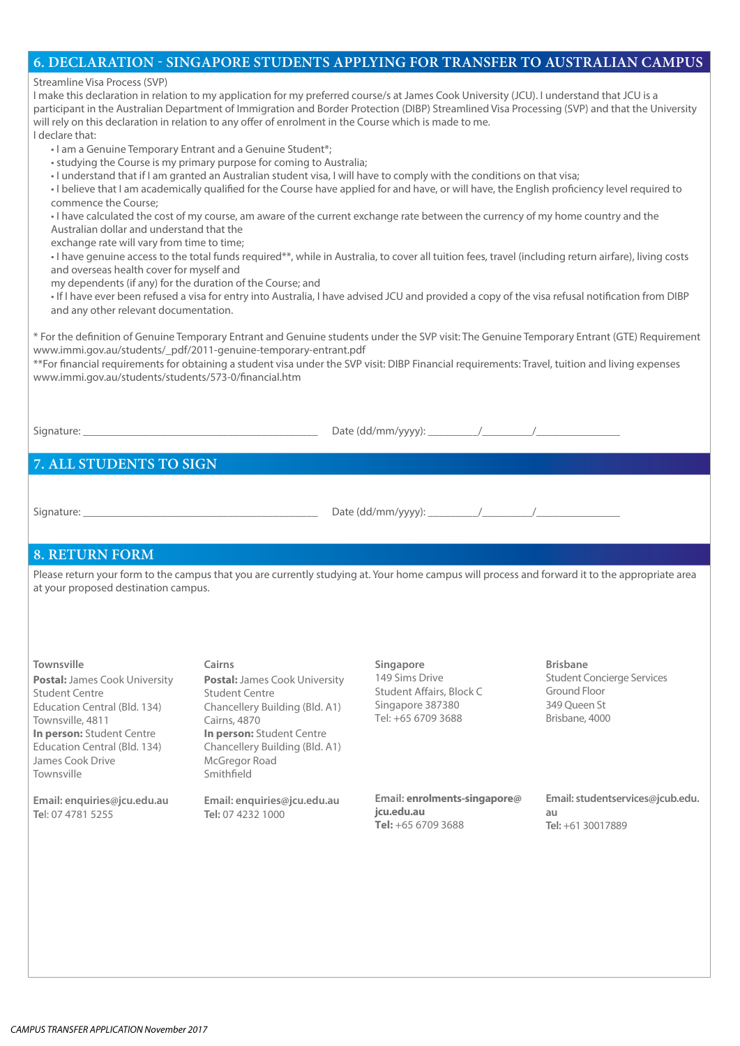## 6. DECLARATION - SINGAPORE STUDENTS APPLYING FOR TRANSFER TO AUSTRALIAN CAMPUS

Streamline Visa Process (SVP)

I make this declaration in relation to my application for my preferred course/s at James Cook University (JCU). I understand that JCU is a participant in the Australian Department of Immigration and Border Protection (DIBP) Streamlined Visa Processing (SVP) and that the University will rely on this declaration in relation to any offer of enrolment in the Course which is made to me.

I declare that:

- I am a Genuine Temporary Entrant and a Genuine Student*;
- studying the Course is my primary purpose for coming to Australia;
- I understand that if I am granted an Australian student visa, I will have to comply with the conditions on that visa;
- I believe that I am academically qualified for the Course have applied for and have, or will have, the English proficiency level required to commence the Course;
- I have calculated the cost of my course, am aware of the current exchange rate between the currency of my home country and the Australian dollar and understand that the exchange rate will vary from time to time;
- I have genuine access to the total funds required**, while in Australia, to cover all tuition fees, travel (including return airfare), living costs and overseas health cover for myself and my dependents (if any) for the duration of the Course; and
- If I have ever been refused a visa for entry into Australia, I have advised JCU and provided a copy of the visa refusal notification from DIBP and any other relevant documentation.

* For the definition of Genuine Temporary Entrant and Genuine students under the SVP visit: The Genuine Temporary Entrant (GTE) Requirement www.immi.gov.au/students/_pdf/2011-genuine-temporary-entrant.pdf

**For financial requirements for obtaining a student visa under the SVP visit: DIBP Financial requirements: Travel, tuition and living expenses www.immi.gov.au/students/students/573-0/financial.htm

Signature: ________________________ Date (dd/mm/yyyy): ______/______/________

## 7. ALL STUDENTS TO SIGN

Signature: ________________________ Date (dd/mm/yyyy): ______/______/________

## 8. RETURN FORM

Please return your form to the campus that you are currently studying at. Your home campus will process and forward it to the appropriate area at your proposed destination campus.

**Townsville**
**Postal:** James Cook University
Student Centre
Education Central (Bld. 134)
Townsville, 4811
**In person:** Student Centre
Education Central (Bld. 134)
James Cook Drive
Townsville

**Email: enquiries@jcu.edu.au**
**Tel**: 07 4781 5255

**Cairns**
**Postal:** James Cook University
Student Centre
Chancellery Building (Bld. A1)
Cairns, 4870
**In person:** Student Centre
Chancellery Building (Bld. A1)
McGregor Road
Smithfield

**Email: enquiries@jcu.edu.au**
**Tel:** 07 4232 1000

**Singapore**
149 Sims Drive
Student Affairs, Block C
Singapore 387380
Tel: +65 6709 3688

**Email: enrolments-singapore@jcu.edu.au**
**Tel:** +65 6709 3688

**Brisbane**
Student Concierge Services
Ground Floor
349 Queen St
Brisbane, 4000

**Email: studentservices@jcub.edu.au**
**Tel:** +61 30017889

*CAMPUS TRANSFER APPLICATION November 2017*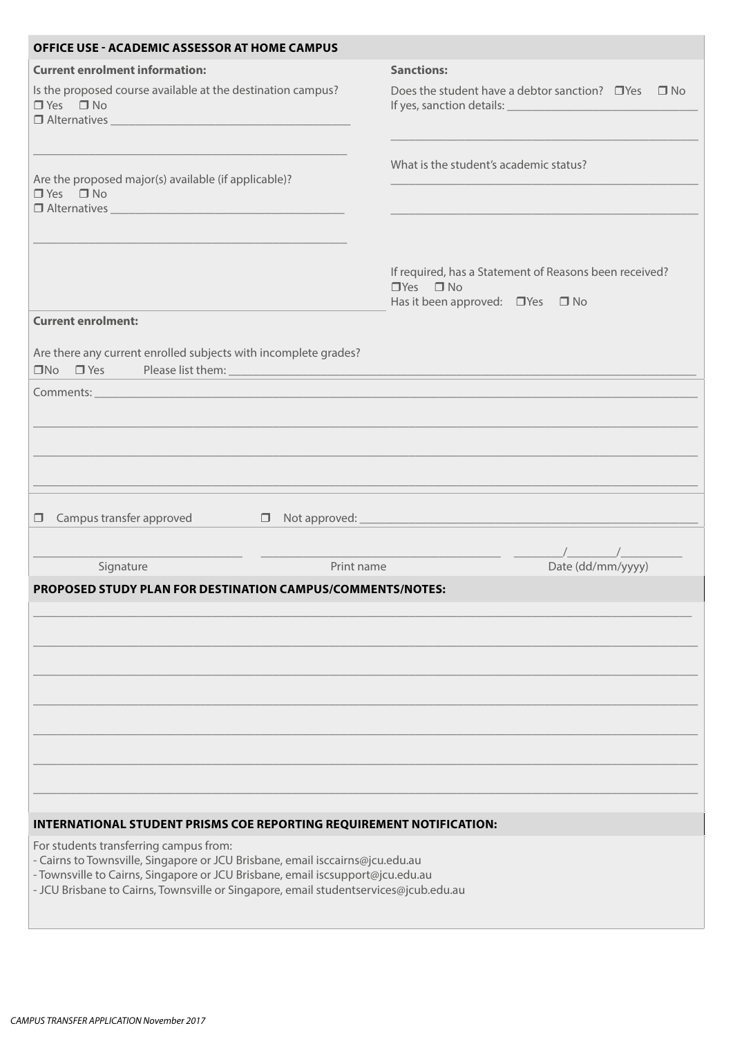## OFFICE USE - ACADEMIC ASSESSOR AT HOME CAMPUS

**Current enrolment information:**

Is the proposed course available at the destination campus?
❒ Yes ❒ No
❒ Alternatives ______________________________________

______________________________________________________

Are the proposed major(s) available (if applicable)?
❒ Yes ❒ No
❒ Alternatives ______________________________________

______________________________________________________

**Sanctions:**

Does the student have a debtor sanction? ❒Yes ❒ No
If yes, sanction details: ______________________________

______________________________________________________

What is the student's academic status?
______________________________________________________

______________________________________________________

If required, has a Statement of Reasons been received?
❒Yes ❒ No
Has it been approved: ❒Yes ❒ No

**Current enrolment:**

Are there any current enrolled subjects with incomplete grades?
❒No ❒ Yes Please list them: ______________________________________________________

Comments: ______________________________________________________________________

______________________________________________________________________________

______________________________________________________________________________

______________________________________________________________________________

❒ Campus transfer approved ❒ Not approved: ____________________________________________

| | | |
|---|---|---|
| ______________________ | ______________________ | ______/______/________ |
| Signature | Print name | Date (dd/mm/yyyy) |

## PROPOSED STUDY PLAN FOR DESTINATION CAMPUS/COMMENTS/NOTES:

______________________________________________________________________________

______________________________________________________________________________

______________________________________________________________________________

______________________________________________________________________________

______________________________________________________________________________

______________________________________________________________________________

______________________________________________________________________________

## INTERNATIONAL STUDENT PRISMS COE REPORTING REQUIREMENT NOTIFICATION:

For students transferring campus from:
- Cairns to Townsville, Singapore or JCU Brisbane, email isccairns@jcu.edu.au
- Townsville to Cairns, Singapore or JCU Brisbane, email iscsupport@jcu.edu.au
- JCU Brisbane to Cairns, Townsville or Singapore, email studentservices@jcub.edu.au